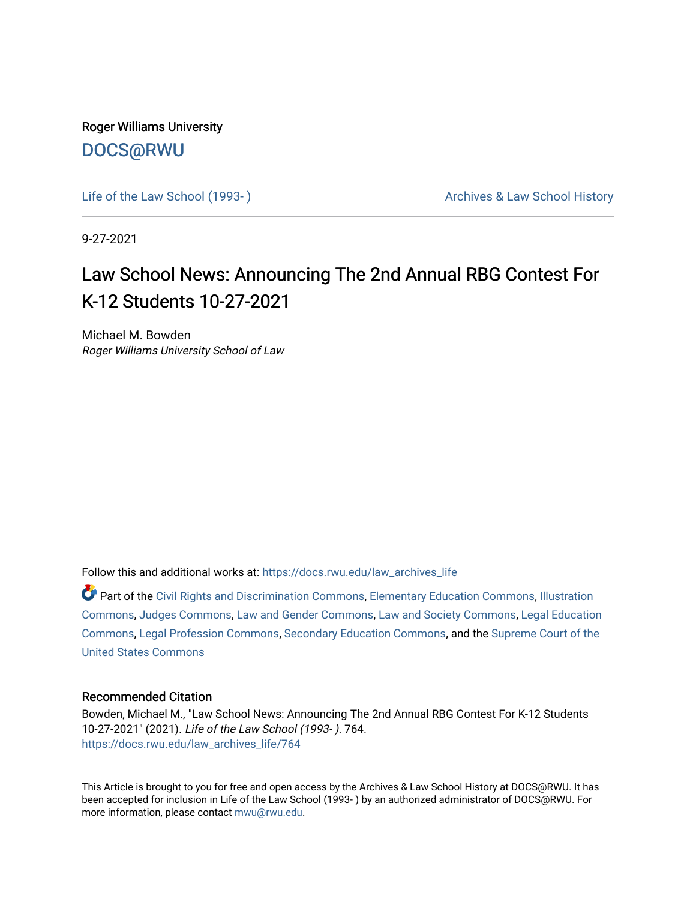Roger Williams University

DOCS@RWU

Life of the Law School (1993- ) | Archives & Law School History

9-27-2021

# Law School News: Announcing The 2nd Annual RBG Contest For K-12 Students 10-27-2021

Michael M. Bowden
*Roger Williams University School of Law*

Follow this and additional works at: https://docs.rwu.edu/law_archives_life

Part of the Civil Rights and Discrimination Commons, Elementary Education Commons, Illustration Commons, Judges Commons, Law and Gender Commons, Law and Society Commons, Legal Education Commons, Legal Profession Commons, Secondary Education Commons, and the Supreme Court of the United States Commons

## Recommended Citation

Bowden, Michael M., "Law School News: Announcing The 2nd Annual RBG Contest For K-12 Students 10-27-2021" (2021). *Life of the Law School (1993- )*. 764.
https://docs.rwu.edu/law_archives_life/764

This Article is brought to you for free and open access by the Archives & Law School History at DOCS@RWU. It has been accepted for inclusion in Life of the Law School (1993- ) by an authorized administrator of DOCS@RWU. For more information, please contact mwu@rwu.edu.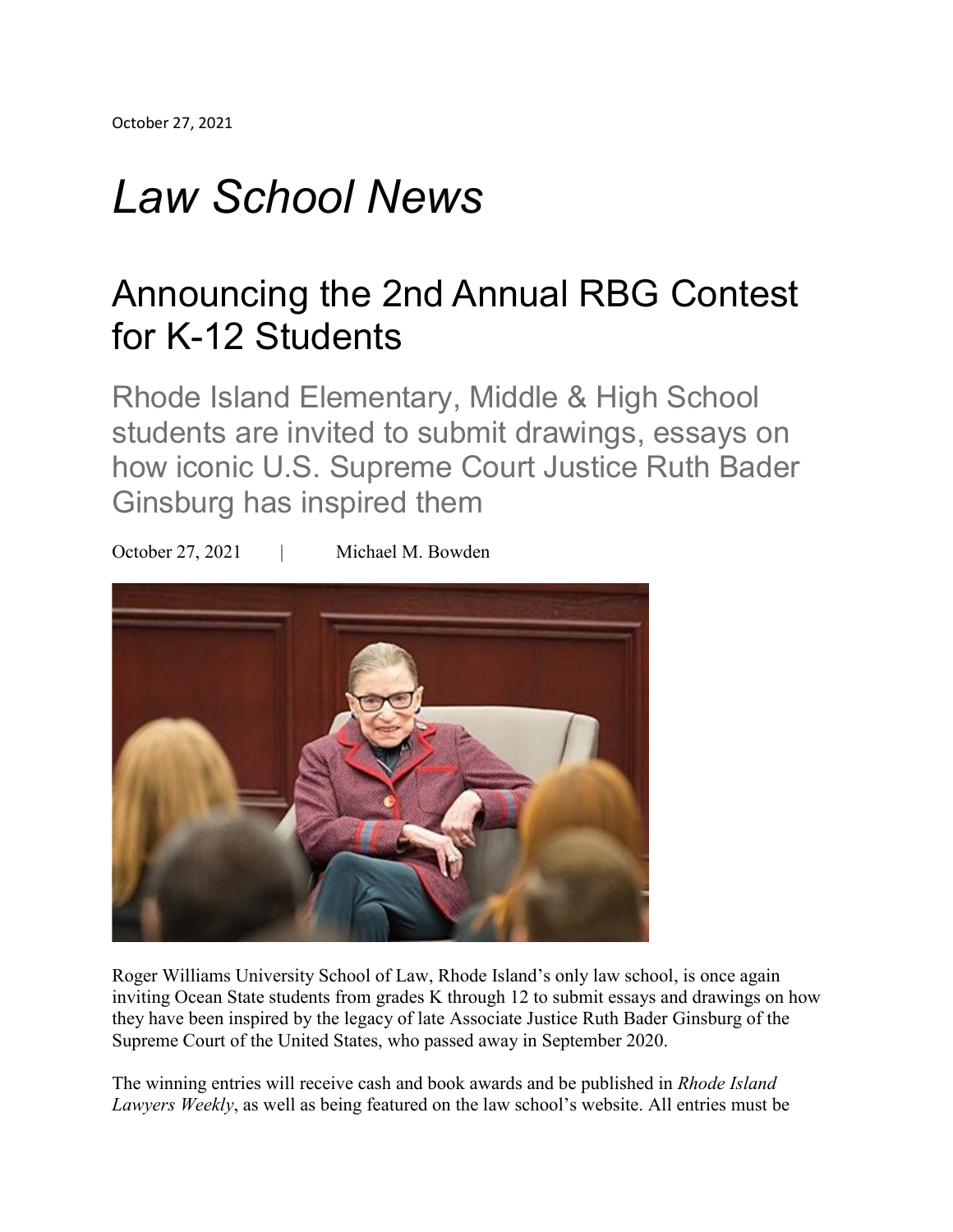October 27, 2021

# *Law School News*

## Announcing the 2nd Annual RBG Contest for K-12 Students

### Rhode Island Elementary, Middle & High School students are invited to submit drawings, essays on how iconic U.S. Supreme Court Justice Ruth Bader Ginsburg has inspired them

October 27, 2021 | Michael M. Bowden

Roger Williams University School of Law, Rhode Island's only law school, is once again inviting Ocean State students from grades K through 12 to submit essays and drawings on how they have been inspired by the legacy of late Associate Justice Ruth Bader Ginsburg of the Supreme Court of the United States, who passed away in September 2020.

The winning entries will receive cash and book awards and be published in *Rhode Island Lawyers Weekly*, as well as being featured on the law school's website. All entries must be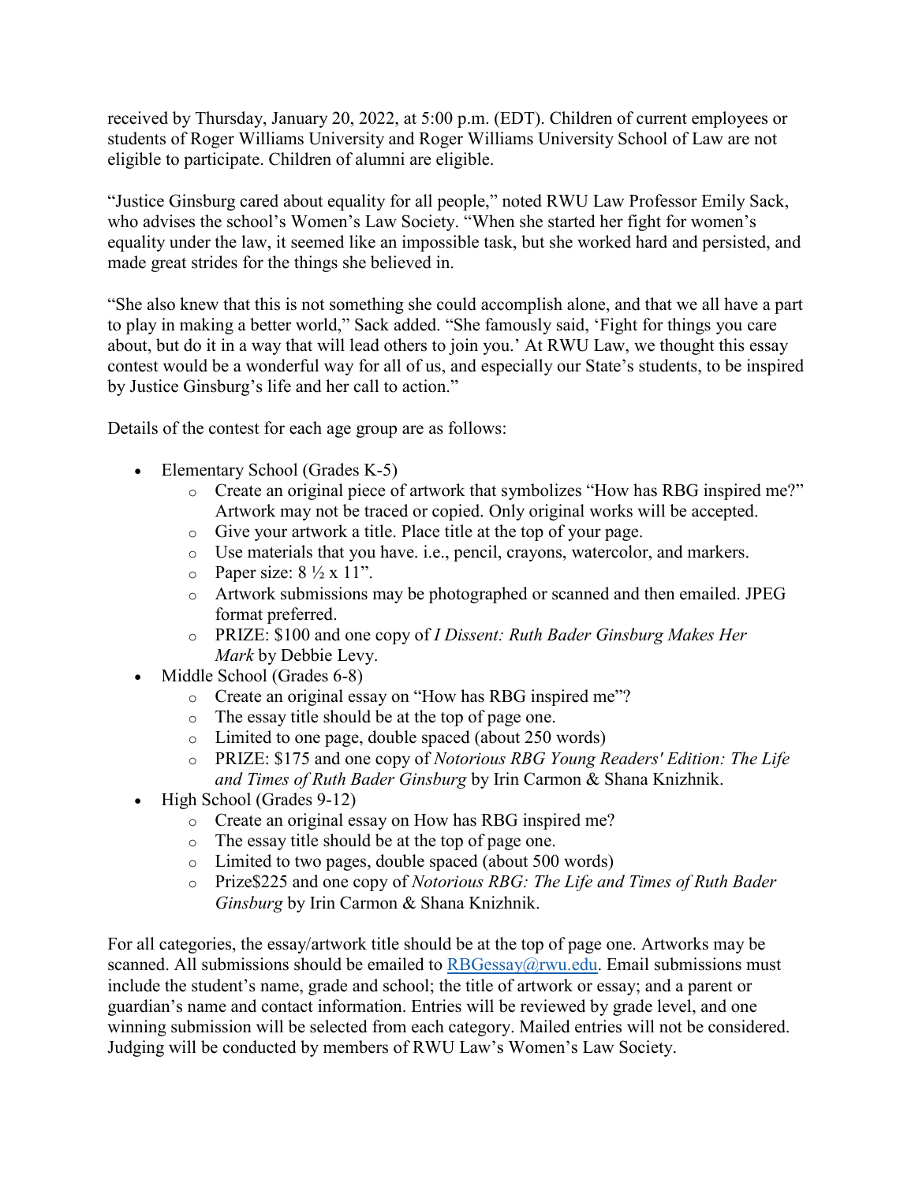received by Thursday, January 20, 2022, at 5:00 p.m. (EDT). Children of current employees or students of Roger Williams University and Roger Williams University School of Law are not eligible to participate. Children of alumni are eligible.

“Justice Ginsburg cared about equality for all people,” noted RWU Law Professor Emily Sack, who advises the school’s Women’s Law Society. “When she started her fight for women’s equality under the law, it seemed like an impossible task, but she worked hard and persisted, and made great strides for the things she believed in.

“She also knew that this is not something she could accomplish alone, and that we all have a part to play in making a better world,” Sack added. “She famously said, ‘Fight for things you care about, but do it in a way that will lead others to join you.’ At RWU Law, we thought this essay contest would be a wonderful way for all of us, and especially our State’s students, to be inspired by Justice Ginsburg’s life and her call to action.”

Details of the contest for each age group are as follows:

- Elementary School (Grades K-5)
  - Create an original piece of artwork that symbolizes “How has RBG inspired me?” Artwork may not be traced or copied. Only original works will be accepted.
  - Give your artwork a title. Place title at the top of your page.
  - Use materials that you have. i.e., pencil, crayons, watercolor, and markers.
  - Paper size: 8 ½ x 11”.
  - Artwork submissions may be photographed or scanned and then emailed. JPEG format preferred.
  - PRIZE: $100 and one copy of *I Dissent: Ruth Bader Ginsburg Makes Her Mark* by Debbie Levy.
- Middle School (Grades 6-8)
  - Create an original essay on “How has RBG inspired me”?
  - The essay title should be at the top of page one.
  - Limited to one page, double spaced (about 250 words)
  - PRIZE: $175 and one copy of *Notorious RBG Young Readers' Edition: The Life and Times of Ruth Bader Ginsburg* by Irin Carmon & Shana Knizhnik.
- High School (Grades 9-12)
  - Create an original essay on How has RBG inspired me?
  - The essay title should be at the top of page one.
  - Limited to two pages, double spaced (about 500 words)
  - Prize$225 and one copy of *Notorious RBG: The Life and Times of Ruth Bader Ginsburg* by Irin Carmon & Shana Knizhnik.

For all categories, the essay/artwork title should be at the top of page one. Artworks may be scanned. All submissions should be emailed to RBGessay@rwu.edu. Email submissions must include the student’s name, grade and school; the title of artwork or essay; and a parent or guardian’s name and contact information. Entries will be reviewed by grade level, and one winning submission will be selected from each category. Mailed entries will not be considered. Judging will be conducted by members of RWU Law’s Women’s Law Society.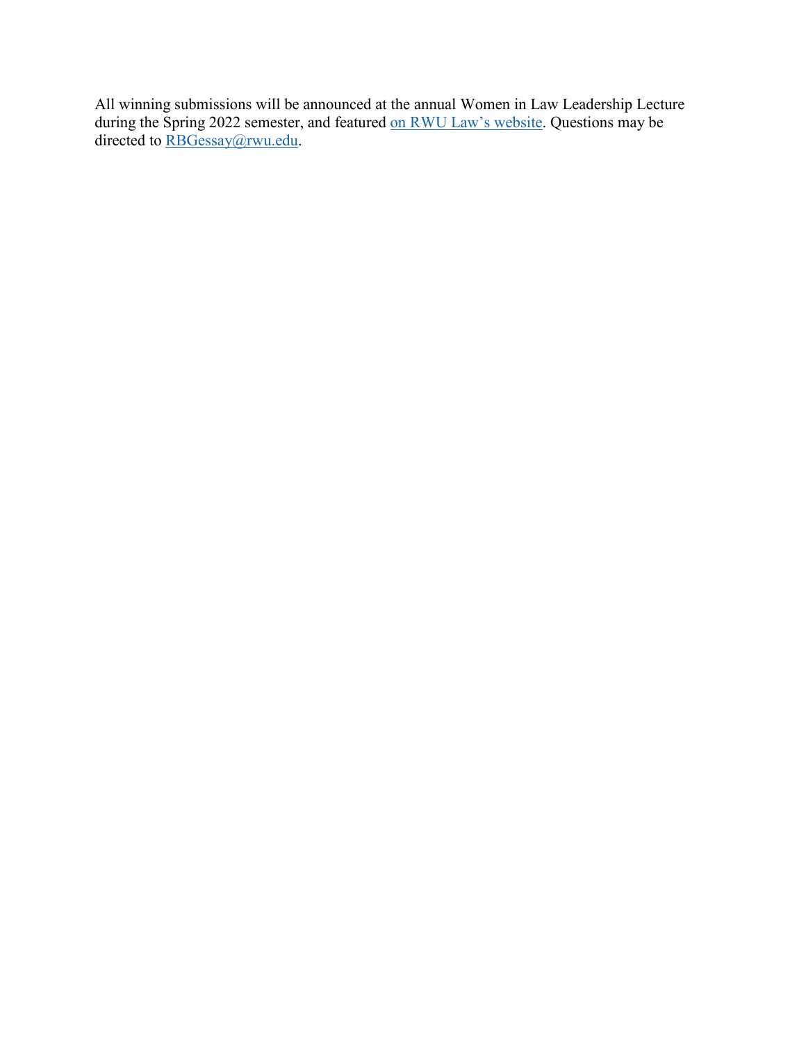All winning submissions will be announced at the annual Women in Law Leadership Lecture during the Spring 2022 semester, and featured on RWU Law's website. Questions may be directed to RBGessay@rwu.edu.